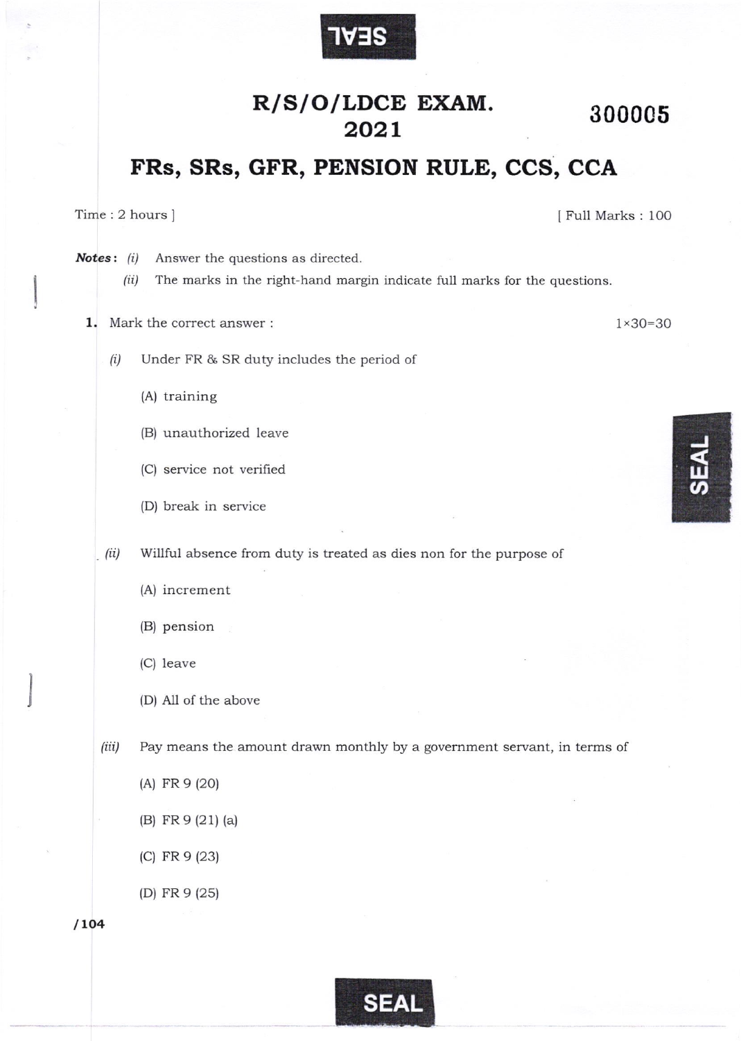# R/S/O/LDCE EXAM. 2021

**300005**

## FRs, SRs, GFR, PENSION RULE, CCS, CCA

Time : 2 hours ] [ Full Marks : 100

***Notes*:** *(i)* Answer the questions as directed.

*(ii)* The marks in the right-hand margin indicate full marks for the questions.

**1.** Mark the correct answer : 1×30=30

*(i)* Under FR & SR duty includes the period of

(A) training

(B) unauthorized leave

(C) service not verified

(D) break in service

*(ii)* Willful absence from duty is treated as dies non for the purpose of

(A) increment

(B) pension

(C) leave

(D) All of the above

*(iii)* Pay means the amount drawn monthly by a government servant, in terms of

(A) FR 9 (20)

(B) FR 9 (21) (a)

(C) FR 9 (23)

(D) FR 9 (25)

/104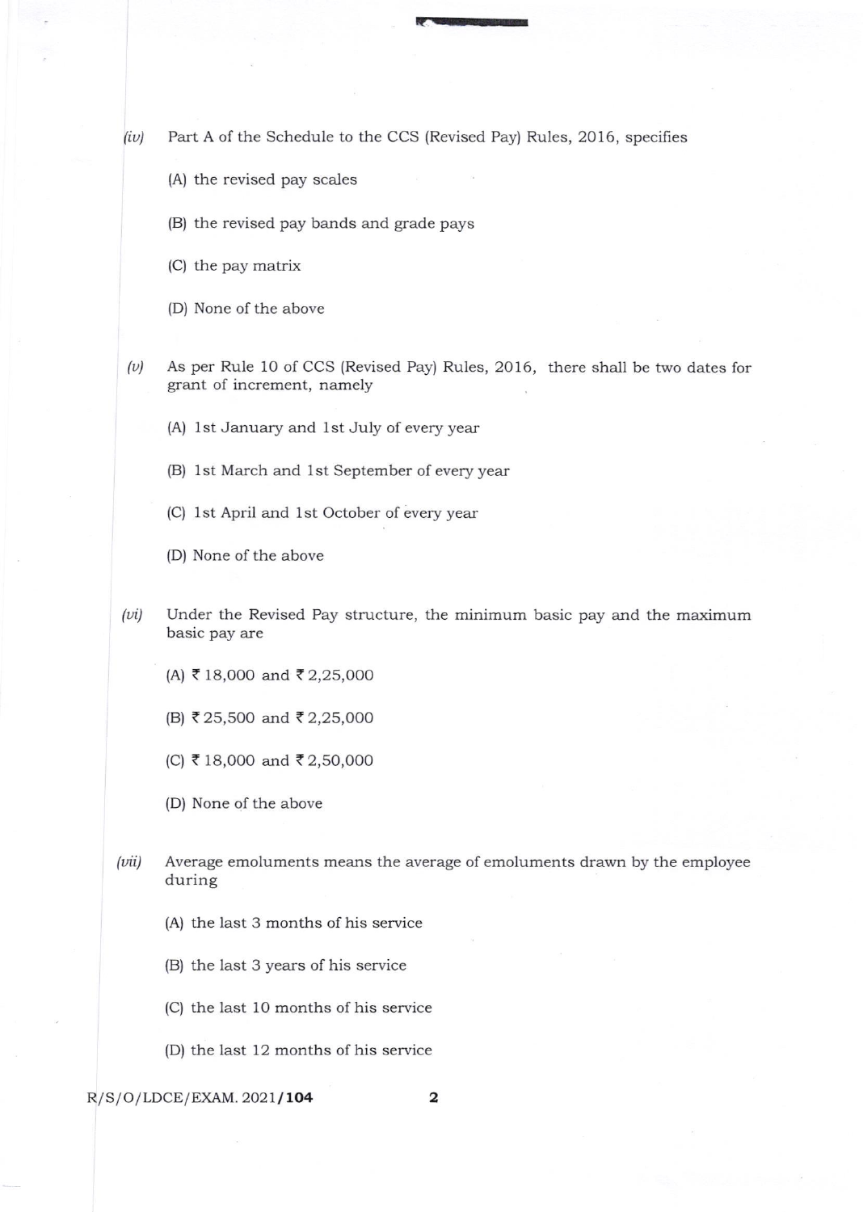*(iv)* Part A of the Schedule to the CCS (Revised Pay) Rules, 2016, specifies

(A) the revised pay scales

(B) the revised pay bands and grade pays

(C) the pay matrix

(D) None of the above

*(v)* As per Rule 10 of CCS (Revised Pay) Rules, 2016, there shall be two dates for grant of increment, namely

(A) 1st January and 1st July of every year

(B) 1st March and 1st September of every year

(C) 1st April and 1st October of every year

(D) None of the above

*(vi)* Under the Revised Pay structure, the minimum basic pay and the maximum basic pay are

(A) ₹ 18,000 and ₹ 2,25,000

(B) ₹ 25,500 and ₹ 2,25,000

(C) ₹ 18,000 and ₹ 2,50,000

(D) None of the above

*(vii)* Average emoluments means the average of emoluments drawn by the employee during

(A) the last 3 months of his service

(B) the last 3 years of his service

(C) the last 10 months of his service

(D) the last 12 months of his service

R/S/O/LDCE/EXAM. 2021/**104**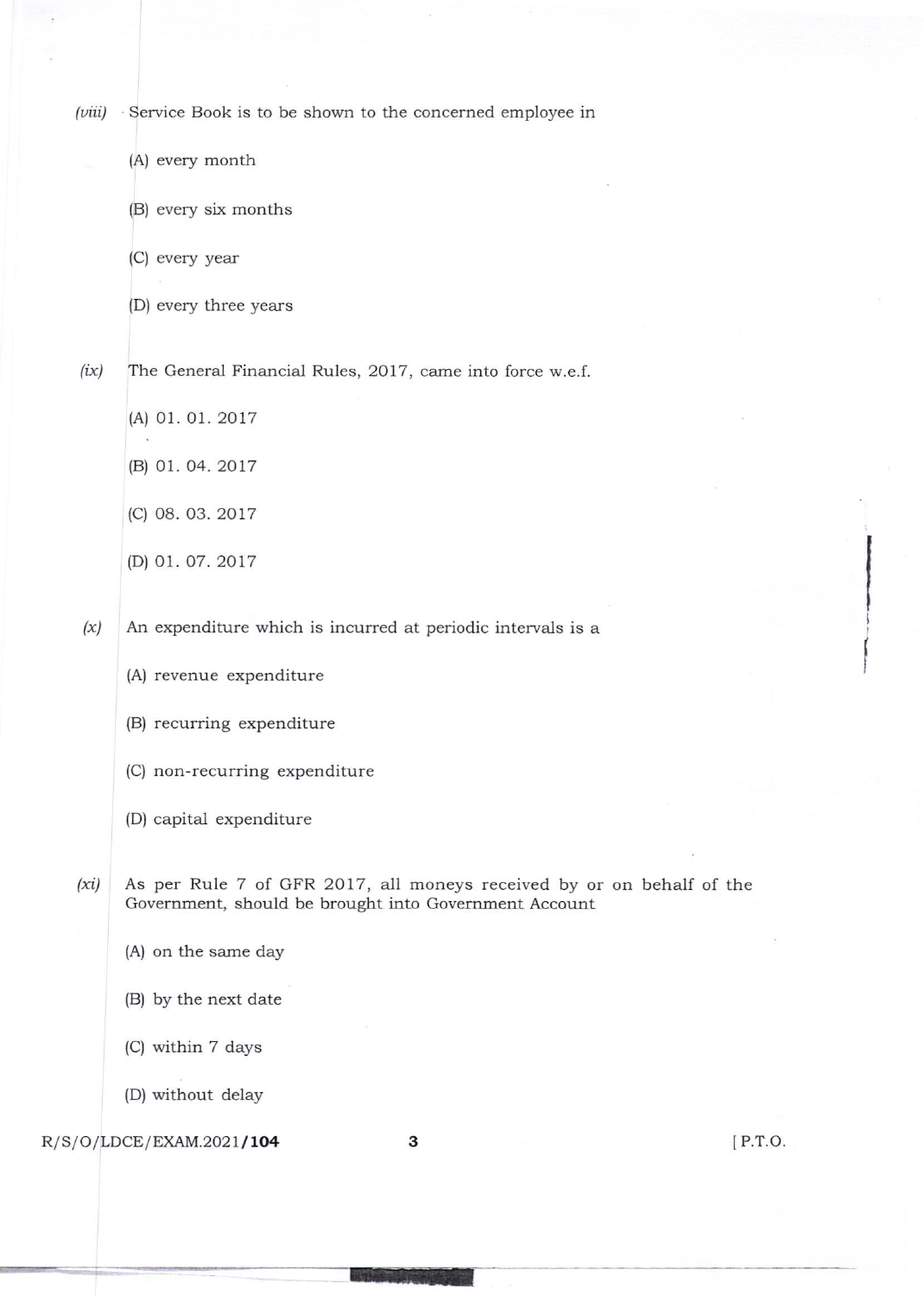*(viii)* Service Book is to be shown to the concerned employee in

(A) every month

(B) every six months

(C) every year

(D) every three years

*(ix)* The General Financial Rules, 2017, came into force w.e.f.

(A) 01. 01. 2017

(B) 01. 04. 2017

(C) 08. 03. 2017

(D) 01. 07. 2017

*(x)* An expenditure which is incurred at periodic intervals is a

(A) revenue expenditure

(B) recurring expenditure

(C) non-recurring expenditure

(D) capital expenditure

*(xi)* As per Rule 7 of GFR 2017, all moneys received by or on behalf of the Government, should be brought into Government Account

(A) on the same day

(B) by the next date

(C) within 7 days

(D) without delay

R/S/O/LDCE/EXAM.2021/**104**

[P.T.O.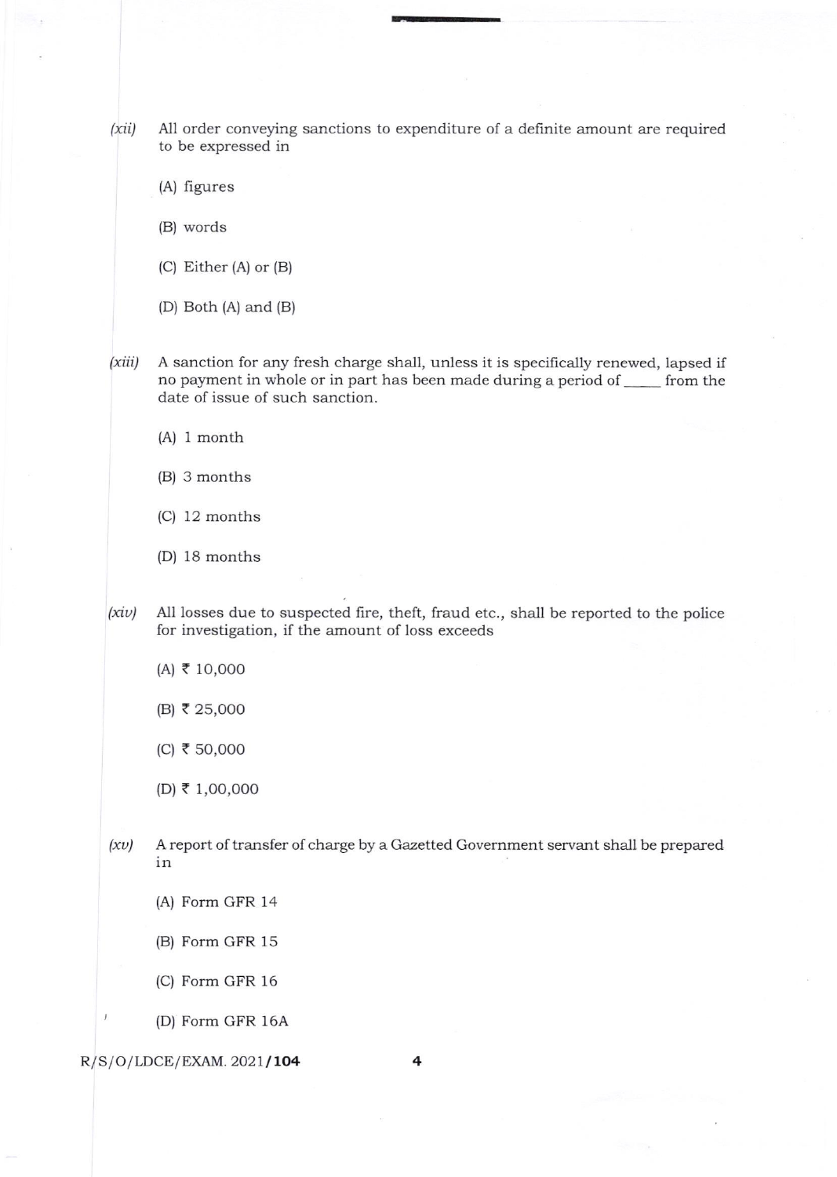*(xii)* All order conveying sanctions to expenditure of a definite amount are required to be expressed in

(A) figures

(B) words

(C) Either (A) or (B)

(D) Both (A) and (B)

*(xiii)* A sanction for any fresh charge shall, unless it is specifically renewed, lapsed if no payment in whole or in part has been made during a period of _____ from the date of issue of such sanction.

(A) 1 month

(B) 3 months

(C) 12 months

(D) 18 months

*(xiv)* All losses due to suspected fire, theft, fraud etc., shall be reported to the police for investigation, if the amount of loss exceeds

(A) ₹ 10,000

(B) ₹ 25,000

(C) ₹ 50,000

(D) ₹ 1,00,000

*(xv)* A report of transfer of charge by a Gazetted Government servant shall be prepared in

(A) Form GFR 14

(B) Form GFR 15

(C) Form GFR 16

(D) Form GFR 16A

R/S/O/LDCE/EXAM. 2021/**104**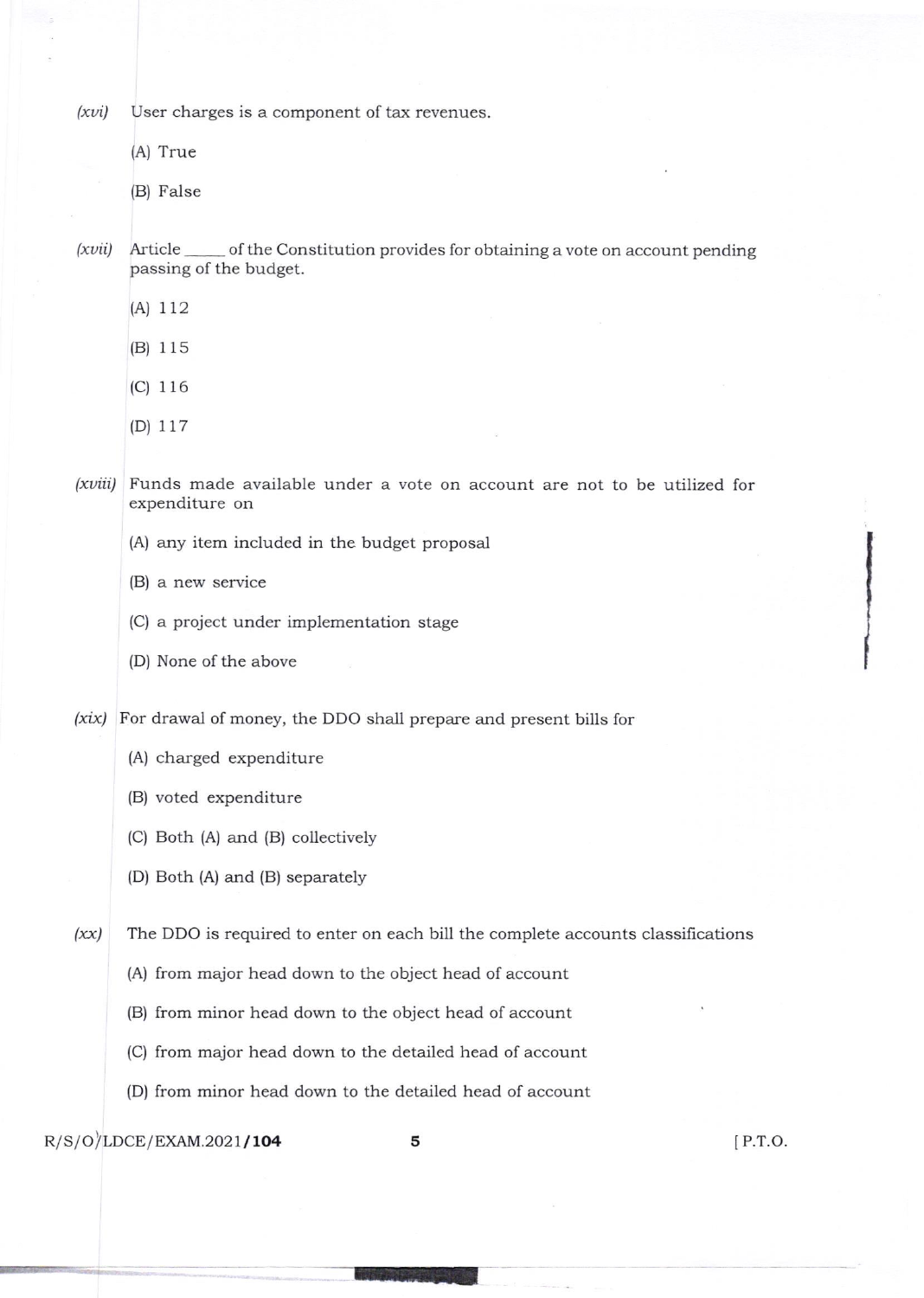*(xvi)* User charges is a component of tax revenues.

(A) True

(B) False

*(xvii)* Article ____ of the Constitution provides for obtaining a vote on account pending passing of the budget.

(A) 112

(B) 115

(C) 116

(D) 117

*(xviii)* Funds made available under a vote on account are not to be utilized for expenditure on

(A) any item included in the budget proposal

(B) a new service

(C) a project under implementation stage

(D) None of the above

*(xix)* For drawal of money, the DDO shall prepare and present bills for

(A) charged expenditure

(B) voted expenditure

(C) Both (A) and (B) collectively

(D) Both (A) and (B) separately

*(xx)* The DDO is required to enter on each bill the complete accounts classifications

(A) from major head down to the object head of account

(B) from minor head down to the object head of account

(C) from major head down to the detailed head of account

(D) from minor head down to the detailed head of account

R/S/O/LDCE/EXAM.2021/**104**

[ P.T.O.